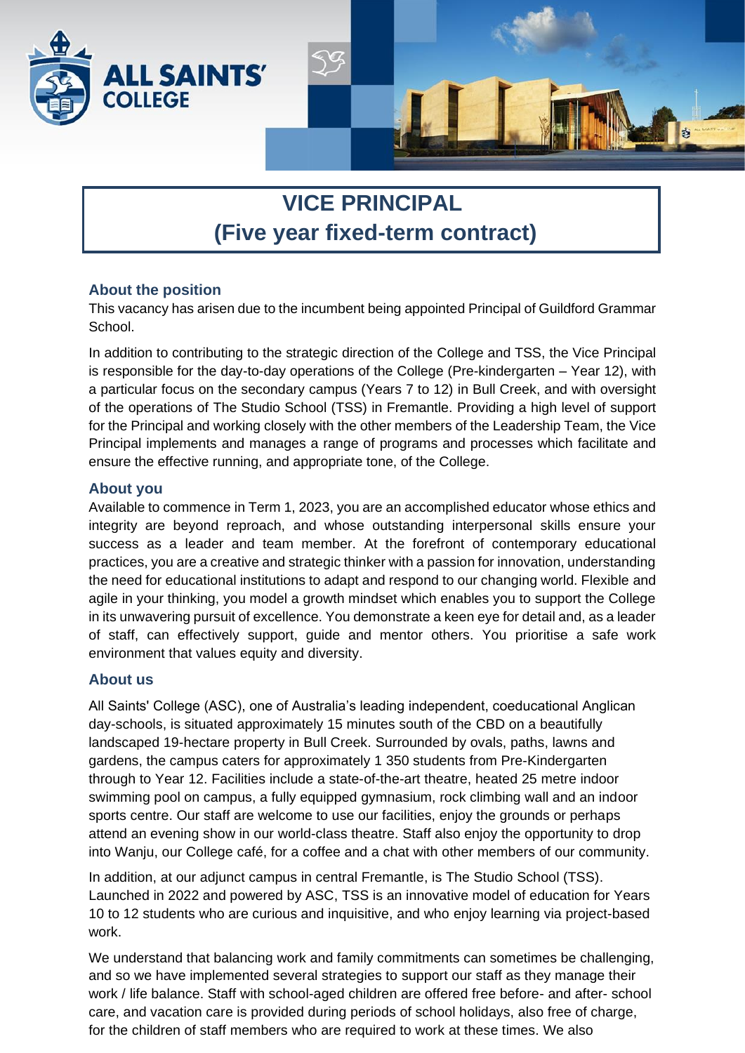# VICE PRINCIPAL
# (Five year fixed-term contract)

## About the position

This vacancy has arisen due to the incumbent being appointed Principal of Guildford Grammar School.

In addition to contributing to the strategic direction of the College and TSS, the Vice Principal is responsible for the day-to-day operations of the College (Pre-kindergarten – Year 12), with a particular focus on the secondary campus (Years 7 to 12) in Bull Creek, and with oversight of the operations of The Studio School (TSS) in Fremantle. Providing a high level of support for the Principal and working closely with the other members of the Leadership Team, the Vice Principal implements and manages a range of programs and processes which facilitate and ensure the effective running, and appropriate tone, of the College.

## About you

Available to commence in Term 1, 2023, you are an accomplished educator whose ethics and integrity are beyond reproach, and whose outstanding interpersonal skills ensure your success as a leader and team member. At the forefront of contemporary educational practices, you are a creative and strategic thinker with a passion for innovation, understanding the need for educational institutions to adapt and respond to our changing world. Flexible and agile in your thinking, you model a growth mindset which enables you to support the College in its unwavering pursuit of excellence. You demonstrate a keen eye for detail and, as a leader of staff, can effectively support, guide and mentor others. You prioritise a safe work environment that values equity and diversity.

## About us

All Saints' College (ASC), one of Australia's leading independent, coeducational Anglican day-schools, is situated approximately 15 minutes south of the CBD on a beautifully landscaped 19-hectare property in Bull Creek. Surrounded by ovals, paths, lawns and gardens, the campus caters for approximately 1 350 students from Pre-Kindergarten through to Year 12. Facilities include a state-of-the-art theatre, heated 25 metre indoor swimming pool on campus, a fully equipped gymnasium, rock climbing wall and an indoor sports centre. Our staff are welcome to use our facilities, enjoy the grounds or perhaps attend an evening show in our world-class theatre. Staff also enjoy the opportunity to drop into Wanju, our College café, for a coffee and a chat with other members of our community.

In addition, at our adjunct campus in central Fremantle, is The Studio School (TSS). Launched in 2022 and powered by ASC, TSS is an innovative model of education for Years 10 to 12 students who are curious and inquisitive, and who enjoy learning via project-based work.

We understand that balancing work and family commitments can sometimes be challenging, and so we have implemented several strategies to support our staff as they manage their work / life balance. Staff with school-aged children are offered free before- and after- school care, and vacation care is provided during periods of school holidays, also free of charge, for the children of staff members who are required to work at these times. We also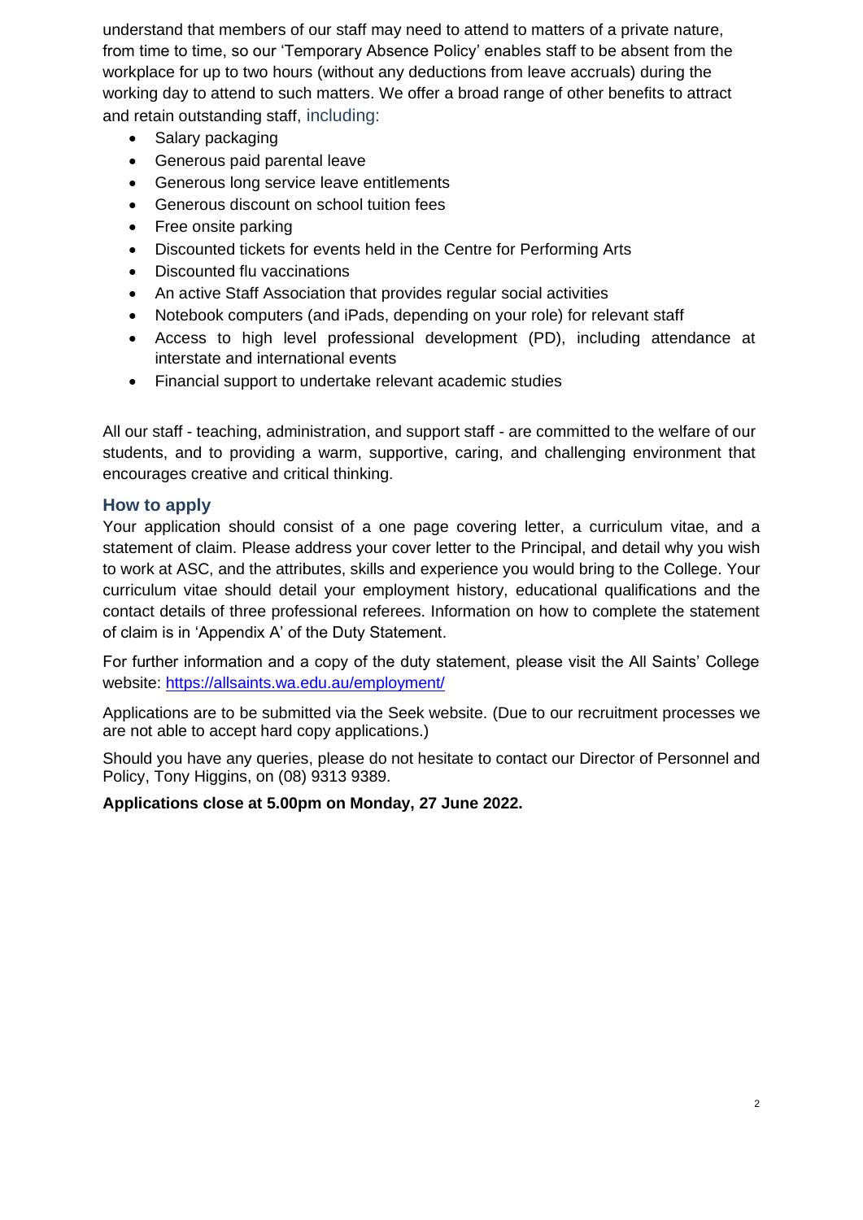understand that members of our staff may need to attend to matters of a private nature, from time to time, so our 'Temporary Absence Policy' enables staff to be absent from the workplace for up to two hours (without any deductions from leave accruals) during the working day to attend to such matters. We offer a broad range of other benefits to attract and retain outstanding staff, including:

- Salary packaging
- Generous paid parental leave
- Generous long service leave entitlements
- Generous discount on school tuition fees
- Free onsite parking
- Discounted tickets for events held in the Centre for Performing Arts
- Discounted flu vaccinations
- An active Staff Association that provides regular social activities
- Notebook computers (and iPads, depending on your role) for relevant staff
- Access to high level professional development (PD), including attendance at interstate and international events
- Financial support to undertake relevant academic studies

All our staff - teaching, administration, and support staff - are committed to the welfare of our students, and to providing a warm, supportive, caring, and challenging environment that encourages creative and critical thinking.

## How to apply

Your application should consist of a one page covering letter, a curriculum vitae, and a statement of claim. Please address your cover letter to the Principal, and detail why you wish to work at ASC, and the attributes, skills and experience you would bring to the College. Your curriculum vitae should detail your employment history, educational qualifications and the contact details of three professional referees. Information on how to complete the statement of claim is in 'Appendix A' of the Duty Statement.

For further information and a copy of the duty statement, please visit the All Saints' College website: https://allsaints.wa.edu.au/employment/

Applications are to be submitted via the Seek website. (Due to our recruitment processes we are not able to accept hard copy applications.)

Should you have any queries, please do not hesitate to contact our Director of Personnel and Policy, Tony Higgins, on (08) 9313 9389.

**Applications close at 5.00pm on Monday, 27 June 2022.**